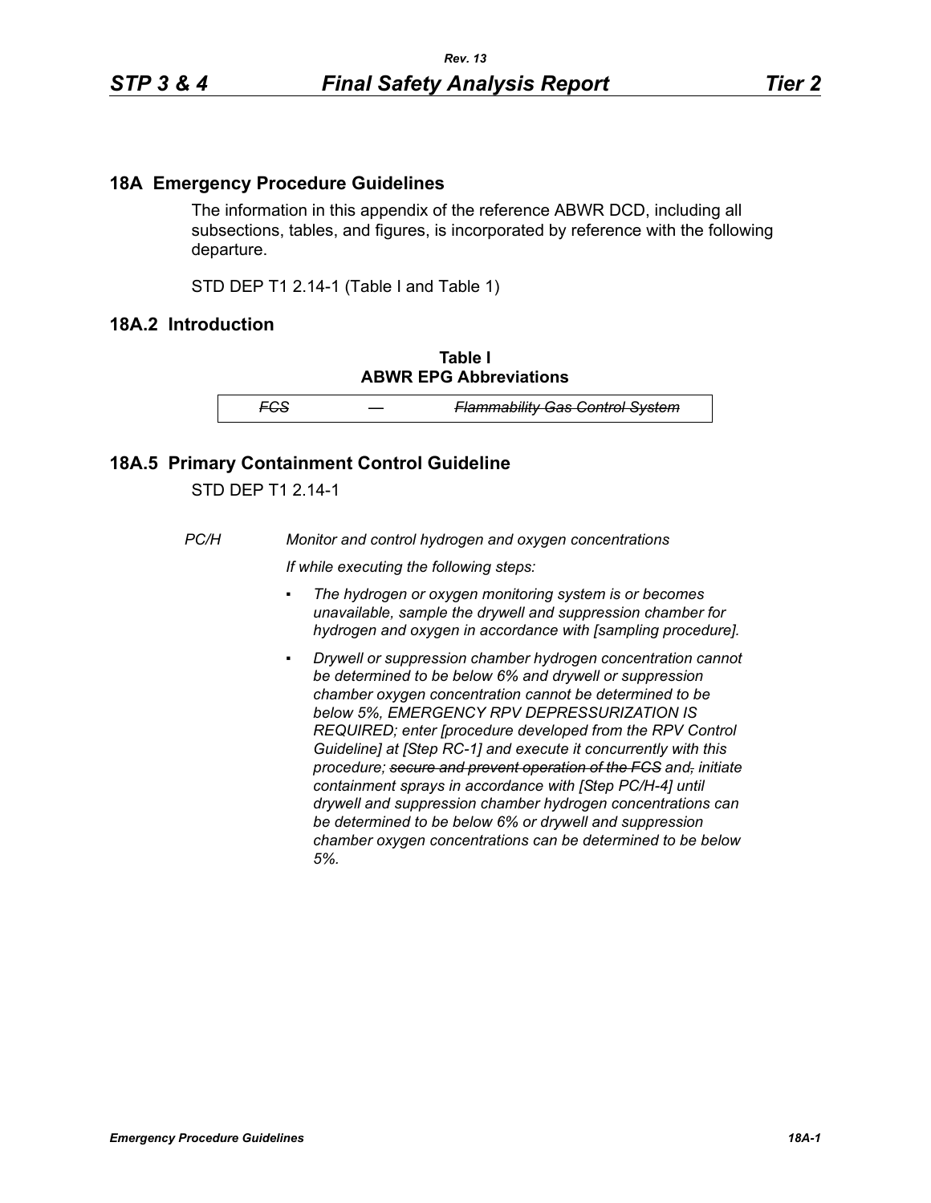## 18A Emergency Procedure Guidelines

The information in this appendix of the reference ABWR DCD, including all subsections, tables, and figures, is incorporated by reference with the following departure.

STD DEP T1 2.14-1 (Table I and Table 1)

## 18A.2 Introduction

**Table I**
**ABWR EPG Abbreviations**

| | | |
|---|---|---|
| ~~*FCS*~~ | ~~*—*~~ | ~~*Flammability Gas Control System*~~ |

## 18A.5 Primary Containment Control Guideline

STD DEP T1 2.14-1

*PC/H* *Monitor and control hydrogen and oxygen concentrations*

*If while executing the following steps:*

- *The hydrogen or oxygen monitoring system is or becomes unavailable, sample the drywell and suppression chamber for hydrogen and oxygen in accordance with [sampling procedure].*
- *Drywell or suppression chamber hydrogen concentration cannot be determined to be below 6% and drywell or suppression chamber oxygen concentration cannot be determined to be below 5%, EMERGENCY RPV DEPRESSURIZATION IS REQUIRED; enter [procedure developed from the RPV Control Guideline] at [Step RC-1] and execute it concurrently with this procedure; ~~secure and prevent operation of the FCS~~ and~~,~~ initiate containment sprays in accordance with [Step PC/H-4] until drywell and suppression chamber hydrogen concentrations can be determined to be below 6% or drywell and suppression chamber oxygen concentrations can be determined to be below 5%.*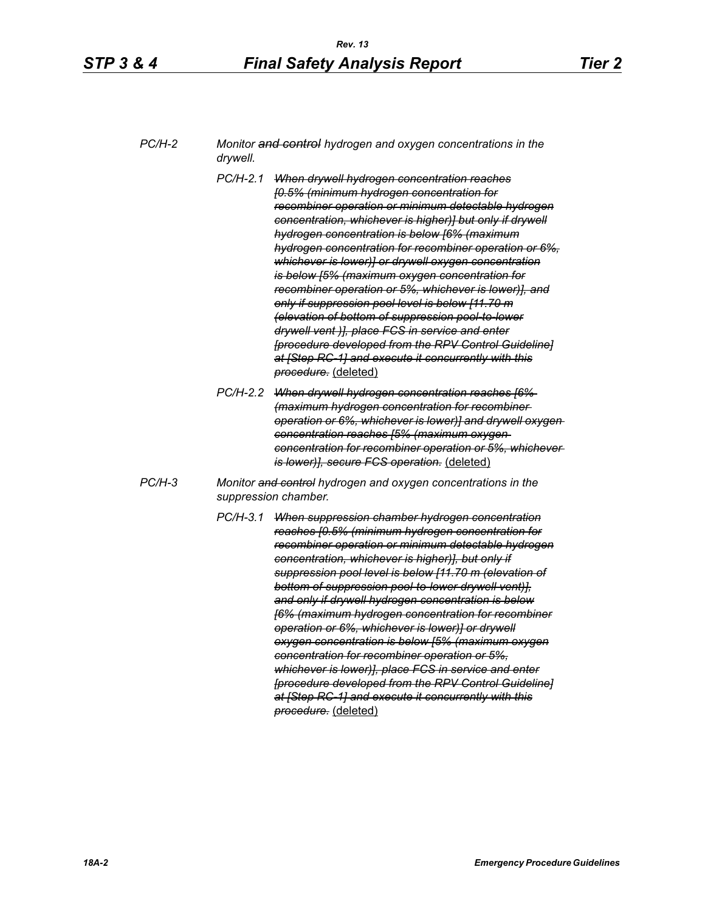*PC/H-2* *Monitor ~~and control~~ hydrogen and oxygen concentrations in the drywell.*

*PC/H-2.1* ~~*When drywell hydrogen concentration reaches [0.5% (minimum hydrogen concentration for recombiner operation or minimum detectable hydrogen concentration, whichever is higher)] but only if drywell hydrogen concentration is below [6% (maximum hydrogen concentration for recombiner operation or 6%, whichever is lower)] or drywell oxygen concentration is below [5% (maximum oxygen concentration for recombiner operation or 5%, whichever is lower)], and only if suppression pool level is below [11.70 m (elevation of bottom of suppression pool-to-lower drywell vent )], place FCS in service and enter [procedure developed from the RPV Control Guideline] at [Step RC-1] and execute it concurrently with this procedure.*~~ <u>(deleted)</u>

*PC/H-2.2* ~~*When drywell hydrogen concentration reaches [6% (maximum hydrogen concentration for recombiner operation or 6%, whichever is lower)] and drywell oxygen concentration reaches [5% (maximum oxygen concentration for recombiner operation or 5%, whichever is lower)], secure FCS operation.*~~ <u>(deleted)</u>

*PC/H-3* *Monitor ~~and control~~ hydrogen and oxygen concentrations in the suppression chamber.*

*PC/H-3.1* ~~*When suppression chamber hydrogen concentration reaches [0.5% (minimum hydrogen concentration for recombiner operation or minimum detectable hydrogen concentration, whichever is higher)], but only if suppression pool level is below [11.70 m (elevation of bottom of suppression pool-to-lower drywell vent)], and only if drywell hydrogen concentration is below [6% (maximum hydrogen concentration for recombiner operation or 6%, whichever is lower)] or drywell oxygen concentration is below [5% (maximum oxygen concentration for recombiner operation or 5%, whichever is lower)], place FCS in service and enter [procedure developed from the RPV Control Guideline] at [Step RC-1] and execute it concurrently with this procedure.*~~ <u>(deleted)</u>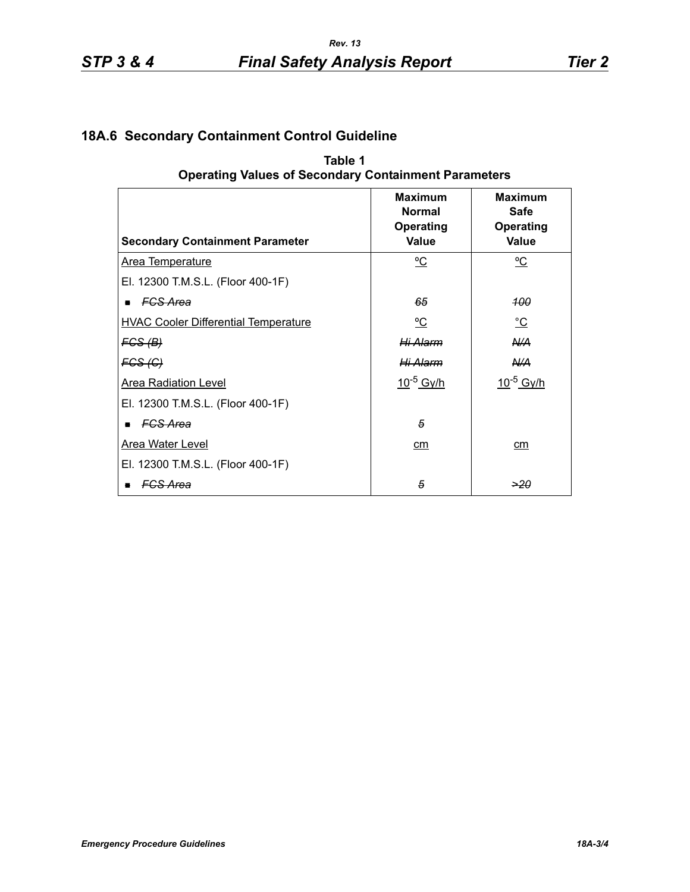## 18A.6 Secondary Containment Control Guideline

**Table 1**
**Operating Values of Secondary Containment Parameters**

| Secondary Containment Parameter | Maximum Normal Operating Value | Maximum Safe Operating Value |
|---|---|---|
| Area Temperature | ºC | ºC |
| El. 12300 T.M.S.L. (Floor 400-1F) | | |
| ▪ ~~*FCS Area*~~ | ~~*65*~~ | ~~*100*~~ |
| HVAC Cooler Differential Temperature | ºC | °C |
| ~~*FCS (B)*~~ | ~~*Hi Alarm*~~ | ~~*N/A*~~ |
| ~~*FCS (C)*~~ | ~~*Hi Alarm*~~ | ~~*N/A*~~ |
| Area Radiation Level | $10^{-5}$ Gy/h | $10^{-5}$ Gy/h |
| El. 12300 T.M.S.L. (Floor 400-1F) | | |
| ▪ ~~*FCS Area*~~ | ~~*5*~~ | |
| Area Water Level | cm | cm |
| El. 12300 T.M.S.L. (Floor 400-1F) | | |
| ▪ ~~*FCS Area*~~ | ~~*5*~~ | ~~*>20*~~ |